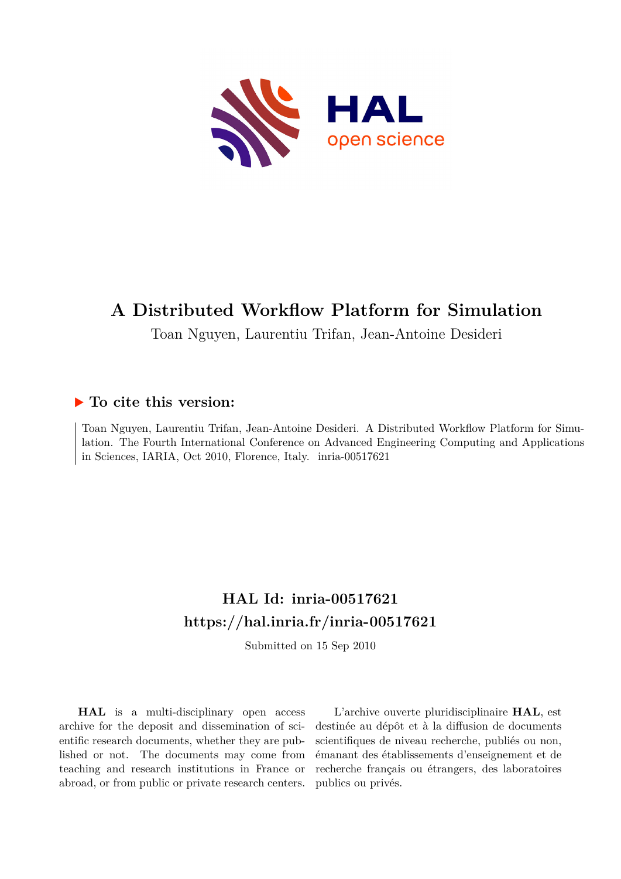# A Distributed Workflow Platform for Simulation

Toan Nguyen, Laurentiu Trifan, Jean-Antoine Desideri

## ▶ To cite this version:

Toan Nguyen, Laurentiu Trifan, Jean-Antoine Desideri. A Distributed Workflow Platform for Simulation. The Fourth International Conference on Advanced Engineering Computing and Applications in Sciences, IARIA, Oct 2010, Florence, Italy. inria-00517621

## HAL Id: inria-00517621

## https://hal.inria.fr/inria-00517621

Submitted on 15 Sep 2010

**HAL** is a multi-disciplinary open access archive for the deposit and dissemination of scientific research documents, whether they are published or not. The documents may come from teaching and research institutions in France or abroad, or from public or private research centers.

L'archive ouverte pluridisciplinaire **HAL**, est destinée au dépôt et à la diffusion de documents scientifiques de niveau recherche, publiés ou non, émanant des établissements d'enseignement et de recherche français ou étrangers, des laboratoires publics ou privés.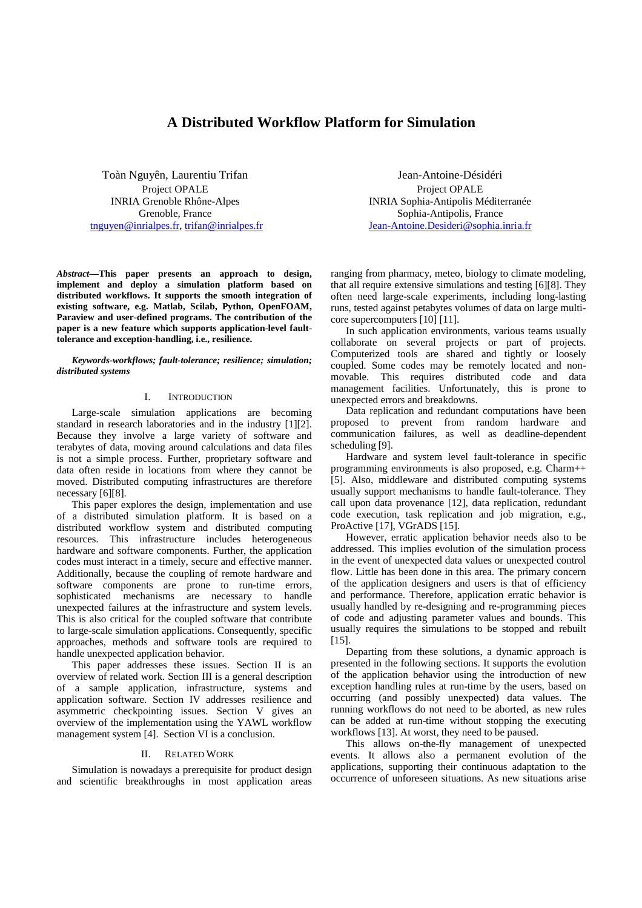# A Distributed Workflow Platform for Simulation

Toàn Nguyên, Laurentiu Trifan
Project OPALE
INRIA Grenoble Rhône-Alpes
Grenoble, France
tnguyen@inrialpes.fr, trifan@inrialpes.fr

Jean-Antoine-Désidéri
Project OPALE
INRIA Sophia-Antipolis Méditerranée
Sophia-Antipolis, France
Jean-Antoine.Desideri@sophia.inria.fr

***Abstract*—This paper presents an approach to design, implement and deploy a simulation platform based on distributed workflows. It supports the smooth integration of existing software, e.g. Matlab, Scilab, Python, OpenFOAM, Paraview and user-defined programs. The contribution of the paper is a new feature which supports application-level fault-tolerance and exception-handling, i.e., resilience.**

***Keywords-workflows; fault-tolerance; resilience; simulation; distributed systems***

## I. Introduction

Large-scale simulation applications are becoming standard in research laboratories and in the industry [1][2]. Because they involve a large variety of software and terabytes of data, moving around calculations and data files is not a simple process. Further, proprietary software and data often reside in locations from where they cannot be moved. Distributed computing infrastructures are therefore necessary [6][8].

This paper explores the design, implementation and use of a distributed simulation platform. It is based on a distributed workflow system and distributed computing resources. This infrastructure includes heterogeneous hardware and software components. Further, the application codes must interact in a timely, secure and effective manner. Additionally, because the coupling of remote hardware and software components are prone to run-time errors, sophisticated mechanisms are necessary to handle unexpected failures at the infrastructure and system levels. This is also critical for the coupled software that contribute to large-scale simulation applications. Consequently, specific approaches, methods and software tools are required to handle unexpected application behavior.

This paper addresses these issues. Section II is an overview of related work. Section III is a general description of a sample application, infrastructure, systems and application software. Section IV addresses resilience and asymmetric checkpointing issues. Section V gives an overview of the implementation using the YAWL workflow management system [4]. Section VI is a conclusion.

## II. Related Work

Simulation is nowadays a prerequisite for product design and scientific breakthroughs in most application areas ranging from pharmacy, meteo, biology to climate modeling, that all require extensive simulations and testing [6][8]. They often need large-scale experiments, including long-lasting runs, tested against petabytes volumes of data on large multi-core supercomputers [10] [11].

In such application environments, various teams usually collaborate on several projects or part of projects. Computerized tools are shared and tightly or loosely coupled. Some codes may be remotely located and non-movable. This requires distributed code and data management facilities. Unfortunately, this is prone to unexpected errors and breakdowns.

Data replication and redundant computations have been proposed to prevent from random hardware and communication failures, as well as deadline-dependent scheduling [9].

Hardware and system level fault-tolerance in specific programming environments is also proposed, e.g. Charm++ [5]. Also, middleware and distributed computing systems usually support mechanisms to handle fault-tolerance. They call upon data provenance [12], data replication, redundant code execution, task replication and job migration, e.g., ProActive [17], VGrADS [15].

However, erratic application behavior needs also to be addressed. This implies evolution of the simulation process in the event of unexpected data values or unexpected control flow. Little has been done in this area. The primary concern of the application designers and users is that of efficiency and performance. Therefore, application erratic behavior is usually handled by re-designing and re-programming pieces of code and adjusting parameter values and bounds. This usually requires the simulations to be stopped and rebuilt [15].

Departing from these solutions, a dynamic approach is presented in the following sections. It supports the evolution of the application behavior using the introduction of new exception handling rules at run-time by the users, based on occurring (and possibly unexpected) data values. The running workflows do not need to be aborted, as new rules can be added at run-time without stopping the executing workflows [13]. At worst, they need to be paused.

This allows on-the-fly management of unexpected events. It allows also a permanent evolution of the applications, supporting their continuous adaptation to the occurrence of unforeseen situations. As new situations arise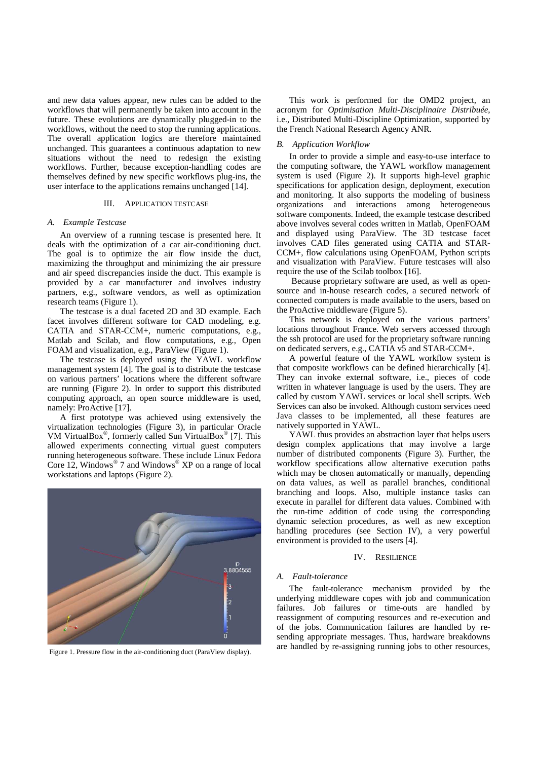and new data values appear, new rules can be added to the workflows that will permanently be taken into account in the future. These evolutions are dynamically plugged-in to the workflows, without the need to stop the running applications. The overall application logics are therefore maintained unchanged. This guarantees a continuous adaptation to new situations without the need to redesign the existing workflows. Further, because exception-handling codes are themselves defined by new specific workflows plug-ins, the user interface to the applications remains unchanged [14].

## III. APPLICATION TESTCASE

### A. Example Testcase

An overview of a running tescase is presented here. It deals with the optimization of a car air-conditioning duct. The goal is to optimize the air flow inside the duct, maximizing the throughput and minimizing the air pressure and air speed discrepancies inside the duct. This example is provided by a car manufacturer and involves industry partners, e.g., software vendors, as well as optimization research teams (Figure 1).

The testcase is a dual faceted 2D and 3D example. Each facet involves different software for CAD modeling, e.g. CATIA and STAR-CCM+, numeric computations, e.g., Matlab and Scilab, and flow computations, e.g., Open FOAM and visualization, e.g., ParaView (Figure 1).

The testcase is deployed using the YAWL workflow management system [4]. The goal is to distribute the testcase on various partners' locations where the different software are running (Figure 2). In order to support this distributed computing approach, an open source middleware is used, namely: ProActive [17].

A first prototype was achieved using extensively the virtualization technologies (Figure 3), in particular Oracle VM VirtualBox®, formerly called Sun VirtualBox® [7]. This allowed experiments connecting virtual guest computers running heterogeneous software. These include Linux Fedora Core 12, Windows® 7 and Windows® XP on a range of local workstations and laptops (Figure 2).

Figure 1. Pressure flow in the air-conditioning duct (ParaView display).

This work is performed for the OMD2 project, an acronym for *Optimisation Multi-Disciplinaire Distribuée*, i.e., Distributed Multi-Discipline Optimization, supported by the French National Research Agency ANR.

### B. Application Workflow

In order to provide a simple and easy-to-use interface to the computing software, the YAWL workflow management system is used (Figure 2). It supports high-level graphic specifications for application design, deployment, execution and monitoring. It also supports the modeling of business organizations and interactions among heterogeneous software components. Indeed, the example testcase described above involves several codes written in Matlab, OpenFOAM and displayed using ParaView. The 3D testcase facet involves CAD files generated using CATIA and STAR-CCM+, flow calculations using OpenFOAM, Python scripts and visualization with ParaView. Future testcases will also require the use of the Scilab toolbox [16].

Because proprietary software are used, as well as open-source and in-house research codes, a secured network of connected computers is made available to the users, based on the ProActive middleware (Figure 5).

This network is deployed on the various partners' locations throughout France. Web servers accessed through the ssh protocol are used for the proprietary software running on dedicated servers, e.g., CATIA v5 and STAR-CCM+.

A powerful feature of the YAWL workflow system is that composite workflows can be defined hierarchically [4]. They can invoke external software, i.e., pieces of code written in whatever language is used by the users. They are called by custom YAWL services or local shell scripts. Web Services can also be invoked. Although custom services need Java classes to be implemented, all these features are natively supported in YAWL.

YAWL thus provides an abstraction layer that helps users design complex applications that may involve a large number of distributed components (Figure 3). Further, the workflow specifications allow alternative execution paths which may be chosen automatically or manually, depending on data values, as well as parallel branches, conditional branching and loops. Also, multiple instance tasks can execute in parallel for different data values. Combined with the run-time addition of code using the corresponding dynamic selection procedures, as well as new exception handling procedures (see Section IV), a very powerful environment is provided to the users [4].

## IV. RESILIENCE

### A. Fault-tolerance

The fault-tolerance mechanism provided by the underlying middleware copes with job and communication failures. Job failures or time-outs are handled by reassignment of computing resources and re-execution and of the jobs. Communication failures are handled by re-sending appropriate messages. Thus, hardware breakdowns are handled by re-assigning running jobs to other resources,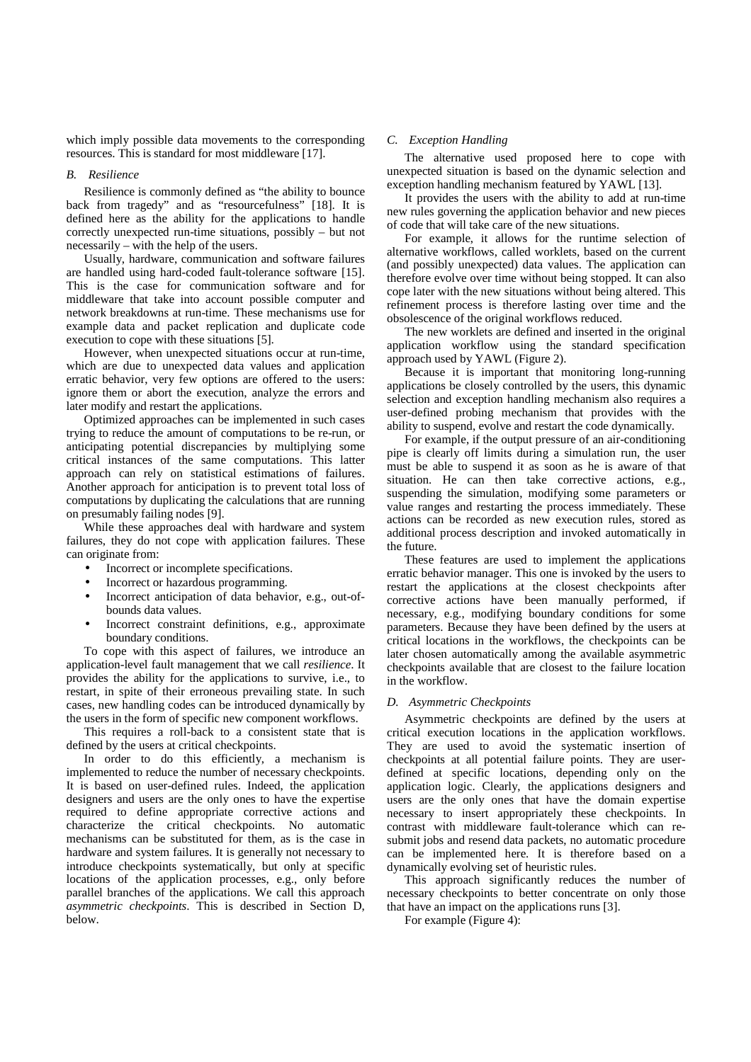which imply possible data movements to the corresponding resources. This is standard for most middleware [17].

### *B. Resilience*

Resilience is commonly defined as "the ability to bounce back from tragedy" and as "resourcefulness" [18]. It is defined here as the ability for the applications to handle correctly unexpected run-time situations, possibly – but not necessarily – with the help of the users.

Usually, hardware, communication and software failures are handled using hard-coded fault-tolerance software [15]. This is the case for communication software and for middleware that take into account possible computer and network breakdowns at run-time. These mechanisms use for example data and packet replication and duplicate code execution to cope with these situations [5].

However, when unexpected situations occur at run-time, which are due to unexpected data values and application erratic behavior, very few options are offered to the users: ignore them or abort the execution, analyze the errors and later modify and restart the applications.

Optimized approaches can be implemented in such cases trying to reduce the amount of computations to be re-run, or anticipating potential discrepancies by multiplying some critical instances of the same computations. This latter approach can rely on statistical estimations of failures. Another approach for anticipation is to prevent total loss of computations by duplicating the calculations that are running on presumably failing nodes [9].

While these approaches deal with hardware and system failures, they do not cope with application failures. These can originate from:

- Incorrect or incomplete specifications.
- Incorrect or hazardous programming.
- Incorrect anticipation of data behavior, e.g., out-of-bounds data values.
- Incorrect constraint definitions, e.g., approximate boundary conditions.

To cope with this aspect of failures, we introduce an application-level fault management that we call *resilience*. It provides the ability for the applications to survive, i.e., to restart, in spite of their erroneous prevailing state. In such cases, new handling codes can be introduced dynamically by the users in the form of specific new component workflows.

This requires a roll-back to a consistent state that is defined by the users at critical checkpoints.

In order to do this efficiently, a mechanism is implemented to reduce the number of necessary checkpoints. It is based on user-defined rules. Indeed, the application designers and users are the only ones to have the expertise required to define appropriate corrective actions and characterize the critical checkpoints. No automatic mechanisms can be substituted for them, as is the case in hardware and system failures. It is generally not necessary to introduce checkpoints systematically, but only at specific locations of the application processes, e.g., only before parallel branches of the applications. We call this approach *asymmetric checkpoints*. This is described in Section D, below.

### *C. Exception Handling*

The alternative used proposed here to cope with unexpected situation is based on the dynamic selection and exception handling mechanism featured by YAWL [13].

It provides the users with the ability to add at run-time new rules governing the application behavior and new pieces of code that will take care of the new situations.

For example, it allows for the runtime selection of alternative workflows, called worklets, based on the current (and possibly unexpected) data values. The application can therefore evolve over time without being stopped. It can also cope later with the new situations without being altered. This refinement process is therefore lasting over time and the obsolescence of the original workflows reduced.

The new worklets are defined and inserted in the original application workflow using the standard specification approach used by YAWL (Figure 2).

Because it is important that monitoring long-running applications be closely controlled by the users, this dynamic selection and exception handling mechanism also requires a user-defined probing mechanism that provides with the ability to suspend, evolve and restart the code dynamically.

For example, if the output pressure of an air-conditioning pipe is clearly off limits during a simulation run, the user must be able to suspend it as soon as he is aware of that situation. He can then take corrective actions, e.g., suspending the simulation, modifying some parameters or value ranges and restarting the process immediately. These actions can be recorded as new execution rules, stored as additional process description and invoked automatically in the future.

These features are used to implement the applications erratic behavior manager. This one is invoked by the users to restart the applications at the closest checkpoints after corrective actions have been manually performed, if necessary, e.g., modifying boundary conditions for some parameters. Because they have been defined by the users at critical locations in the workflows, the checkpoints can be later chosen automatically among the available asymmetric checkpoints available that are closest to the failure location in the workflow.

### *D. Asymmetric Checkpoints*

Asymmetric checkpoints are defined by the users at critical execution locations in the application workflows. They are used to avoid the systematic insertion of checkpoints at all potential failure points. They are user-defined at specific locations, depending only on the application logic. Clearly, the applications designers and users are the only ones that have the domain expertise necessary to insert appropriately these checkpoints. In contrast with middleware fault-tolerance which can re-submit jobs and resend data packets, no automatic procedure can be implemented here. It is therefore based on a dynamically evolving set of heuristic rules.

This approach significantly reduces the number of necessary checkpoints to better concentrate on only those that have an impact on the applications runs [3].

For example (Figure 4):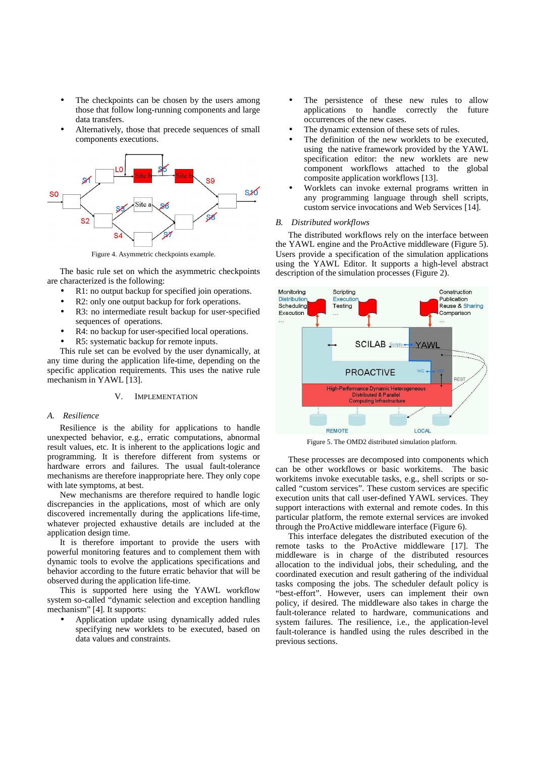- The checkpoints can be chosen by the users among those that follow long-running components and large data transfers.
- Alternatively, those that precede sequences of small components executions.

Figure 4. Asymmetric checkpoints example.

The basic rule set on which the asymmetric checkpoints are characterized is the following:

- R1: no output backup for specified join operations.
- R2: only one output backup for fork operations.
- R3: no intermediate result backup for user-specified sequences of operations.
- R4: no backup for user-specified local operations.
- R5: systematic backup for remote inputs.

This rule set can be evolved by the user dynamically, at any time during the application life-time, depending on the specific application requirements. This uses the native rule mechanism in YAWL [13].

## V. IMPLEMENTATION

### A. Resilience

Resilience is the ability for applications to handle unexpected behavior, e.g., erratic computations, abnormal result values, etc. It is inherent to the applications logic and programming. It is therefore different from systems or hardware errors and failures. The usual fault-tolerance mechanisms are therefore inappropriate here. They only cope with late symptoms, at best.

New mechanisms are therefore required to handle logic discrepancies in the applications, most of which are only discovered incrementally during the applications life-time, whatever projected exhaustive details are included at the application design time.

It is therefore important to provide the users with powerful monitoring features and to complement them with dynamic tools to evolve the applications specifications and behavior according to the future erratic behavior that will be observed during the application life-time.

This is supported here using the YAWL workflow system so-called "dynamic selection and exception handling mechanism" [4]. It supports:

- Application update using dynamically added rules specifying new worklets to be executed, based on data values and constraints.
- The persistence of these new rules to allow applications to handle correctly the future occurrences of the new cases.
- The dynamic extension of these sets of rules.
- The definition of the new worklets to be executed, using the native framework provided by the YAWL specification editor: the new worklets are new component workflows attached to the global composite application workflows [13].
- Worklets can invoke external programs written in any programming language through shell scripts, custom service invocations and Web Services [14].

### B. Distributed workflows

The distributed workflows rely on the interface between the YAWL engine and the ProActive middleware (Figure 5). Users provide a specification of the simulation applications using the YAWL Editor. It supports a high-level abstract description of the simulation processes (Figure 2).

Figure 5. The OMD2 distributed simulation platform.

These processes are decomposed into components which can be other workflows or basic workitems. The basic workitems invoke executable tasks, e.g., shell scripts or so-called "custom services". These custom services are specific execution units that call user-defined YAWL services. They support interactions with external and remote codes. In this particular platform, the remote external services are invoked through the ProActive middleware interface (Figure 6).

This interface delegates the distributed execution of the remote tasks to the ProActive middleware [17]. The middleware is in charge of the distributed resources allocation to the individual jobs, their scheduling, and the coordinated execution and result gathering of the individual tasks composing the jobs. The scheduler default policy is "best-effort". However, users can implement their own policy, if desired. The middleware also takes in charge the fault-tolerance related to hardware, communications and system failures. The resilience, i.e., the application-level fault-tolerance is handled using the rules described in the previous sections.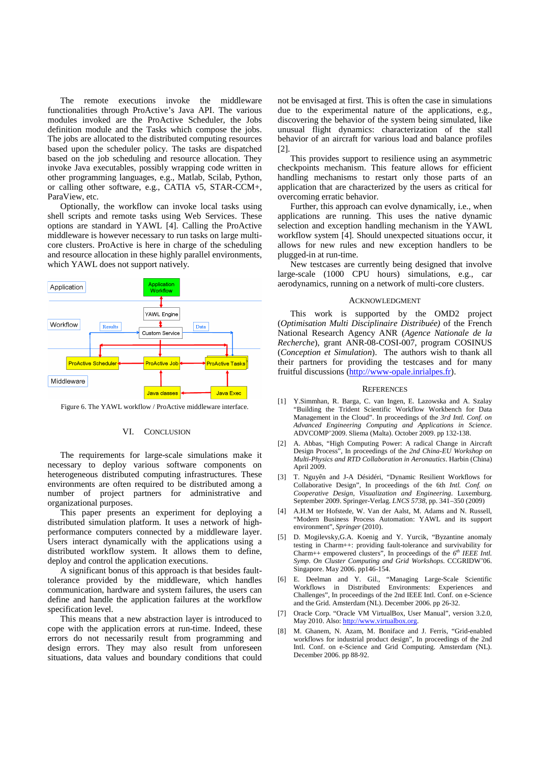The remote executions invoke the middleware functionalities through ProActive's Java API. The various modules invoked are the ProActive Scheduler, the Jobs definition module and the Tasks which compose the jobs. The jobs are allocated to the distributed computing resources based upon the scheduler policy. The tasks are dispatched based on the job scheduling and resource allocation. They invoke Java executables, possibly wrapping code written in other programming languages, e.g., Matlab, Scilab, Python, or calling other software, e.g., CATIA v5, STAR-CCM+, ParaView, etc.

Optionally, the workflow can invoke local tasks using shell scripts and remote tasks using Web Services. These options are standard in YAWL [4]. Calling the ProActive middleware is however necessary to run tasks on large multi-core clusters. ProActive is here in charge of the scheduling and resource allocation in these highly parallel environments, which YAWL does not support natively.

Figure 6. The YAWL workflow / ProActive middleware interface.

## VI. Conclusion

The requirements for large-scale simulations make it necessary to deploy various software components on heterogeneous distributed computing infrastructures. These environments are often required to be distributed among a number of project partners for administrative and organizational purposes.

This paper presents an experiment for deploying a distributed simulation platform. It uses a network of high-performance computers connected by a middleware layer. Users interact dynamically with the applications using a distributed workflow system. It allows them to define, deploy and control the application executions.

A significant bonus of this approach is that besides fault-tolerance provided by the middleware, which handles communication, hardware and system failures, the users can define and handle the application failures at the workflow specification level.

This means that a new abstraction layer is introduced to cope with the application errors at run-time. Indeed, these errors do not necessarily result from programming and design errors. They may also result from unforeseen situations, data values and boundary conditions that could not be envisaged at first. This is often the case in simulations due to the experimental nature of the applications, e.g., discovering the behavior of the system being simulated, like unusual flight dynamics: characterization of the stall behavior of an aircraft for various load and balance profiles [2].

This provides support to resilience using an asymmetric checkpoints mechanism. This feature allows for efficient handling mechanisms to restart only those parts of an application that are characterized by the users as critical for overcoming erratic behavior.

Further, this approach can evolve dynamically, i.e., when applications are running. This uses the native dynamic selection and exception handling mechanism in the YAWL workflow system [4]. Should unexpected situations occur, it allows for new rules and new exception handlers to be plugged-in at run-time.

New testcases are currently being designed that involve large-scale (1000 CPU hours) simulations, e.g., car aerodynamics, running on a network of multi-core clusters.

## Acknowledgment

This work is supported by the OMD2 project (*Optimisation Multi Disciplinaire Distribuée*) of the French National Research Agency ANR (*Agence Nationale de la Recherche*), grant ANR-08-COSI-007, program COSINUS (*Conception et Simulation*). The authors wish to thank all their partners for providing the testcases and for many fruitful discussions (http://www-opale.inrialpes.fr).

## References

[1] Y.Simmhan, R. Barga, C. van Ingen, E. Lazowska and A. Szalay "Building the Trident Scientific Workflow Workbench for Data Management in the Cloud". In proceedings of the *3rd Intl. Conf. on Advanced Engineering Computing and Applications in Science*. ADVCOMP'2009. Sliema (Malta). October 2009. pp 132-138.

[2] A. Abbas, "High Computing Power: A radical Change in Aircraft Design Process", In proceedings of the *2nd China-EU Workshop on Multi-Physics and RTD Collaboration in Aeronautics*. Harbin (China) April 2009.

[3] T. Nguyên and J-A Désidéri, "Dynamic Resilient Workflows for Collaborative Design", In proceedings of the 6th *Intl. Conf. on Cooperative Design, Visualization and Engineering*. Luxemburg. September 2009. Springer-Verlag. *LNCS 5738*, pp. 341–350 (2009)

[4] A.H.M ter Hofstede, W. Van der Aalst, M. Adams and N. Russell, "Modern Business Process Automation: YAWL and its support environment", *Springer* (2010).

[5] D. Mogilevsky,G.A. Koenig and Y. Yurcik, "Byzantine anomaly testing in Charm++: providing fault-tolerance and survivability for Charm++ empowered clusters", In proceedings of the *6th IEEE Intl. Symp. On Cluster Computing and Grid Workshops*. CCGRIDW'06. Singapore. May 2006. pp146-154.

[6] E. Deelman and Y. Gil., "Managing Large-Scale Scientific Workflows in Distributed Environments: Experiences and Challenges", In proceedings of the 2nd IEEE Intl. Conf. on e-Science and the Grid. Amsterdam (NL). December 2006. pp 26-32.

[7] Oracle Corp. "Oracle VM VirtualBox, User Manual", version 3.2.0, May 2010. Also: http://www.virtualbox.org.

[8] M. Ghanem, N. Azam, M. Boniface and J. Ferris, "Grid-enabled workflows for industrial product design", In proceedings of the 2nd Intl. Conf. on e-Science and Grid Computing. Amsterdam (NL). December 2006. pp 88-92.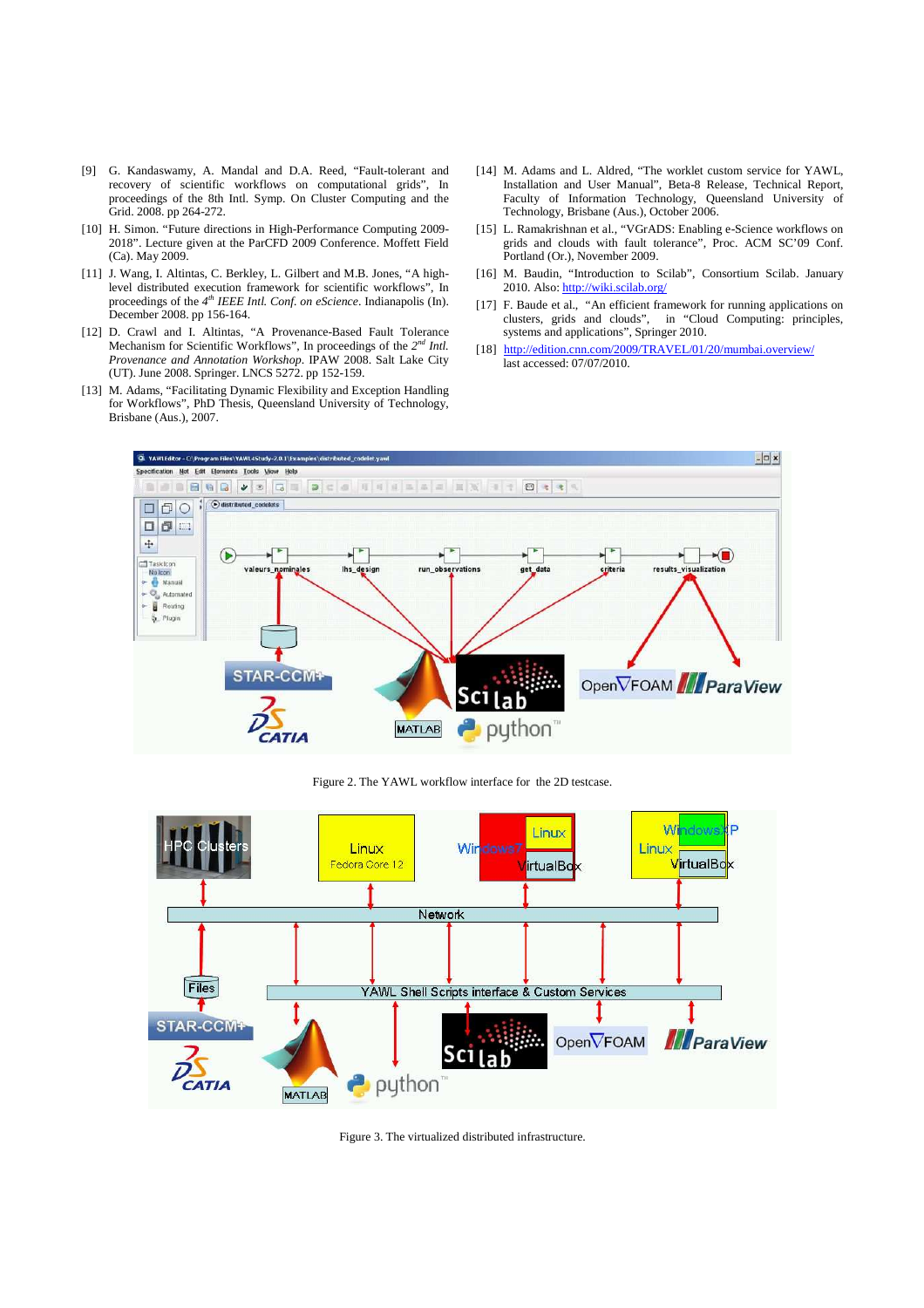[9] G. Kandaswamy, A. Mandal and D.A. Reed, "Fault-tolerant and recovery of scientific workflows on computational grids", In proceedings of the 8th Intl. Symp. On Cluster Computing and the Grid. 2008. pp 264-272.

[10] H. Simon. "Future directions in High-Performance Computing 2009-2018". Lecture given at the ParCFD 2009 Conference. Moffett Field (Ca). May 2009.

[11] J. Wang, I. Altintas, C. Berkley, L. Gilbert and M.B. Jones, "A high-level distributed execution framework for scientific workflows", In proceedings of the 4[th] *IEEE Intl. Conf. on eScience*. Indianapolis (In). December 2008. pp 156-164.

[12] D. Crawl and I. Altintas, "A Provenance-Based Fault Tolerance Mechanism for Scientific Workflows", In proceedings of the 2[nd] *Intl. Provenance and Annotation Workshop*. IPAW 2008. Salt Lake City (UT). June 2008. Springer. LNCS 5272. pp 152-159.

[13] M. Adams, "Facilitating Dynamic Flexibility and Exception Handling for Workflows", PhD Thesis, Queensland University of Technology, Brisbane (Aus.), 2007.

[14] M. Adams and L. Aldred, "The worklet custom service for YAWL, Installation and User Manual", Beta-8 Release, Technical Report, Faculty of Information Technology, Queensland University of Technology, Brisbane (Aus.), October 2006.

[15] L. Ramakrishnan et al., "VGrADS: Enabling e-Science workflows on grids and clouds with fault tolerance", Proc. ACM SC'09 Conf. Portland (Or.), November 2009.

[16] M. Baudin, "Introduction to Scilab", Consortium Scilab. January 2010. Also: http://wiki.scilab.org/

[17] F. Baude et al., "An efficient framework for running applications on clusters, grids and clouds", in "Cloud Computing: principles, systems and applications", Springer 2010.

[18] http://edition.cnn.com/2009/TRAVEL/01/20/mumbai.overview/ last accessed: 07/07/2010.

Figure 2. The YAWL workflow interface for the 2D testcase.

Figure 3. The virtualized distributed infrastructure.